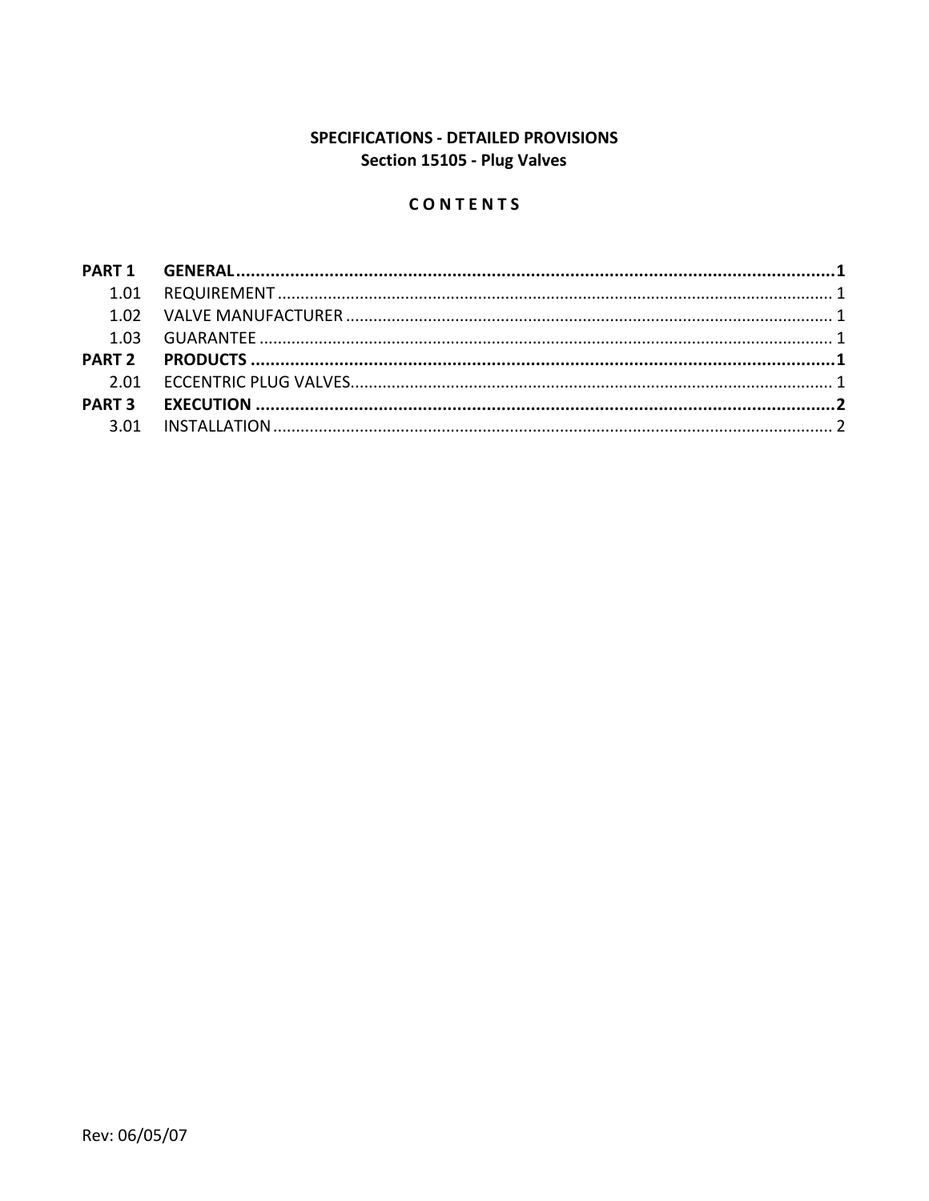**SPECIFICATIONS - DETAILED PROVISIONS**
**Section 15105 - Plug Valves**

**C O N T E N T S**

| | | |
|---|---|---|
| **PART 1** | **GENERAL** | **1** |
| 1.01 | REQUIREMENT | 1 |
| 1.02 | VALVE MANUFACTURER | 1 |
| 1.03 | GUARANTEE | 1 |
| **PART 2** | **PRODUCTS** | **1** |
| 2.01 | ECCENTRIC PLUG VALVES | 1 |
| **PART 3** | **EXECUTION** | **2** |
| 3.01 | INSTALLATION | 2 |

Rev: 06/05/07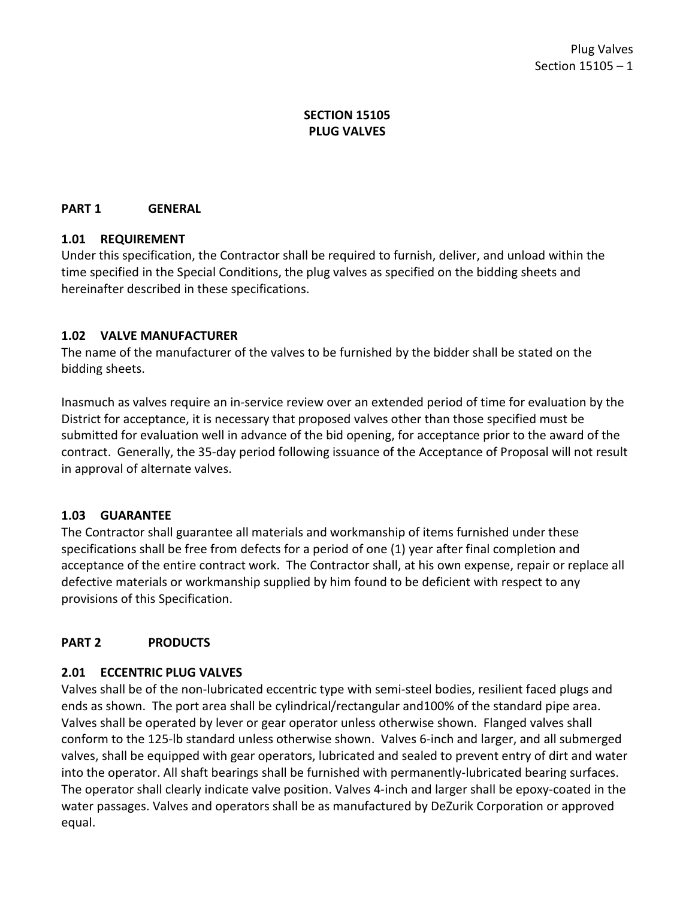# SECTION 15105
# PLUG VALVES

## PART 1 GENERAL

### 1.01 REQUIREMENT

Under this specification, the Contractor shall be required to furnish, deliver, and unload within the time specified in the Special Conditions, the plug valves as specified on the bidding sheets and hereinafter described in these specifications.

### 1.02 VALVE MANUFACTURER

The name of the manufacturer of the valves to be furnished by the bidder shall be stated on the bidding sheets.

Inasmuch as valves require an in-service review over an extended period of time for evaluation by the District for acceptance, it is necessary that proposed valves other than those specified must be submitted for evaluation well in advance of the bid opening, for acceptance prior to the award of the contract. Generally, the 35-day period following issuance of the Acceptance of Proposal will not result in approval of alternate valves.

### 1.03 GUARANTEE

The Contractor shall guarantee all materials and workmanship of items furnished under these specifications shall be free from defects for a period of one (1) year after final completion and acceptance of the entire contract work. The Contractor shall, at his own expense, repair or replace all defective materials or workmanship supplied by him found to be deficient with respect to any provisions of this Specification.

## PART 2 PRODUCTS

### 2.01 ECCENTRIC PLUG VALVES

Valves shall be of the non-lubricated eccentric type with semi-steel bodies, resilient faced plugs and ends as shown. The port area shall be cylindrical/rectangular and100% of the standard pipe area. Valves shall be operated by lever or gear operator unless otherwise shown. Flanged valves shall conform to the 125-lb standard unless otherwise shown. Valves 6-inch and larger, and all submerged valves, shall be equipped with gear operators, lubricated and sealed to prevent entry of dirt and water into the operator. All shaft bearings shall be furnished with permanently-lubricated bearing surfaces. The operator shall clearly indicate valve position. Valves 4-inch and larger shall be epoxy-coated in the water passages. Valves and operators shall be as manufactured by DeZurik Corporation or approved equal.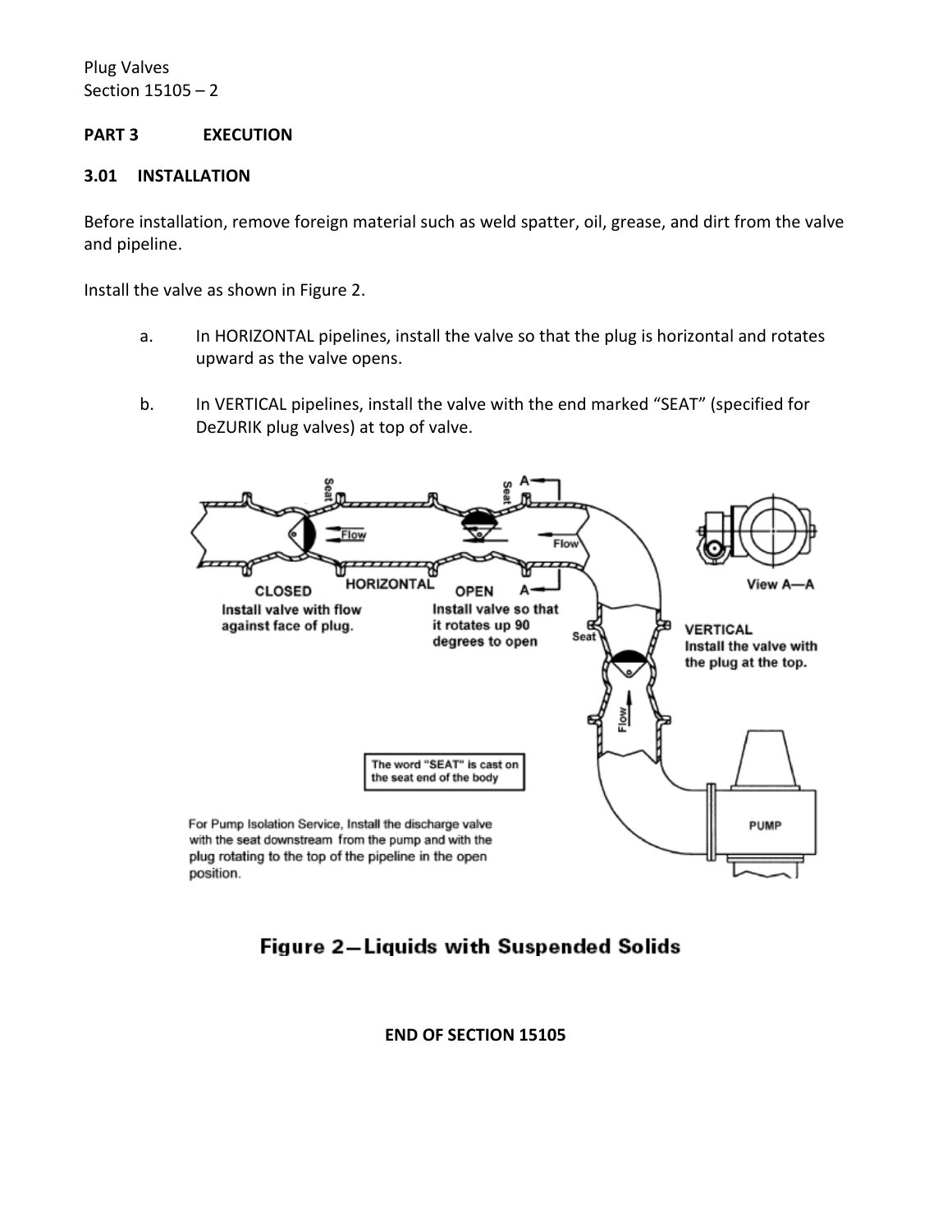## PART 3 EXECUTION

### 3.01 INSTALLATION

Before installation, remove foreign material such as weld spatter, oil, grease, and dirt from the valve and pipeline.

Install the valve as shown in Figure 2.

a. In HORIZONTAL pipelines, install the valve so that the plug is horizontal and rotates upward as the valve opens.

b. In VERTICAL pipelines, install the valve with the end marked "SEAT" (specified for DeZURIK plug valves) at top of valve.

Seat
Flow
Seat
A
Flow
View A—A
CLOSED
HORIZONTAL
OPEN
A
Install valve with flow against face of plug.
Install valve so that it rotates up 90 degrees to open
Seat
VERTICAL
Install the valve with the plug at the top.
Flow
The word "SEAT" is cast on the seat end of the body
For Pump Isolation Service, Install the discharge valve with the seat downstream from the pump and with the plug rotating to the top of the pipeline in the open position.
PUMP

**Figure 2—Liquids with Suspended Solids**

**END OF SECTION 15105**